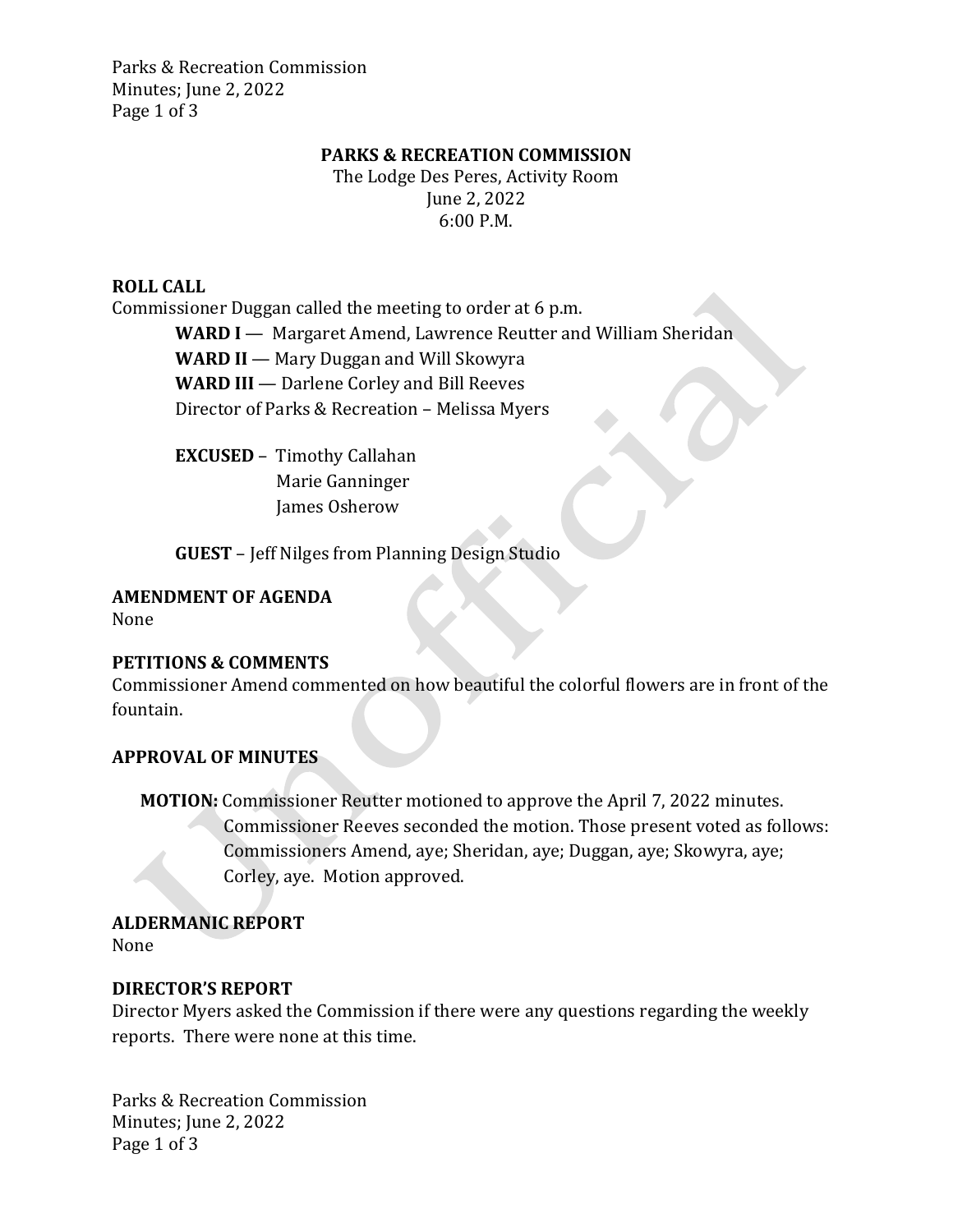# PARKS & RECREATION COMMISSION

The Lodge Des Peres, Activity Room
June 2, 2022
6:00 P.M.

## ROLL CALL

Commissioner Duggan called the meeting to order at 6 p.m.

**WARD I** — Margaret Amend, Lawrence Reutter and William Sheridan
**WARD II** — Mary Duggan and Will Skowyra
**WARD III** — Darlene Corley and Bill Reeves
Director of Parks & Recreation – Melissa Myers

**EXCUSED** – Timothy Callahan
Marie Ganninger
James Osherow

**GUEST** – Jeff Nilges from Planning Design Studio

## AMENDMENT OF AGENDA

None

## PETITIONS & COMMENTS

Commissioner Amend commented on how beautiful the colorful flowers are in front of the fountain.

## APPROVAL OF MINUTES

**MOTION:** Commissioner Reutter motioned to approve the April 7, 2022 minutes. Commissioner Reeves seconded the motion. Those present voted as follows: Commissioners Amend, aye; Sheridan, aye; Duggan, aye; Skowyra, aye; Corley, aye. Motion approved.

## ALDERMANIC REPORT

None

## DIRECTOR'S REPORT

Director Myers asked the Commission if there were any questions regarding the weekly reports. There were none at this time.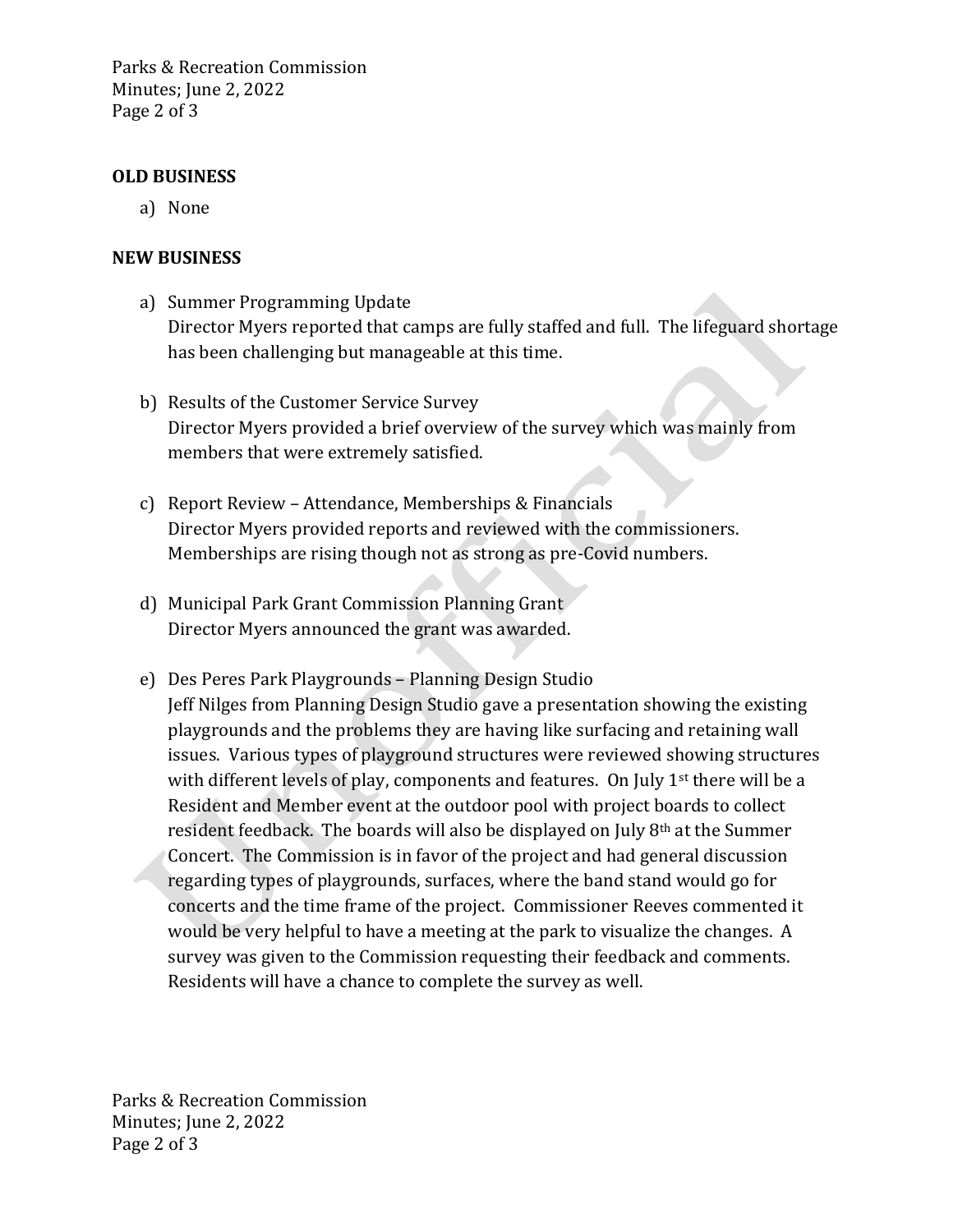**OLD BUSINESS**

a) None

**NEW BUSINESS**

a) Summer Programming Update
Director Myers reported that camps are fully staffed and full. The lifeguard shortage has been challenging but manageable at this time.

b) Results of the Customer Service Survey
Director Myers provided a brief overview of the survey which was mainly from members that were extremely satisfied.

c) Report Review – Attendance, Memberships & Financials
Director Myers provided reports and reviewed with the commissioners. Memberships are rising though not as strong as pre-Covid numbers.

d) Municipal Park Grant Commission Planning Grant
Director Myers announced the grant was awarded.

e) Des Peres Park Playgrounds – Planning Design Studio
Jeff Nilges from Planning Design Studio gave a presentation showing the existing playgrounds and the problems they are having like surfacing and retaining wall issues. Various types of playground structures were reviewed showing structures with different levels of play, components and features. On July 1st there will be a Resident and Member event at the outdoor pool with project boards to collect resident feedback. The boards will also be displayed on July 8th at the Summer Concert. The Commission is in favor of the project and had general discussion regarding types of playgrounds, surfaces, where the band stand would go for concerts and the time frame of the project. Commissioner Reeves commented it would be very helpful to have a meeting at the park to visualize the changes. A survey was given to the Commission requesting their feedback and comments. Residents will have a chance to complete the survey as well.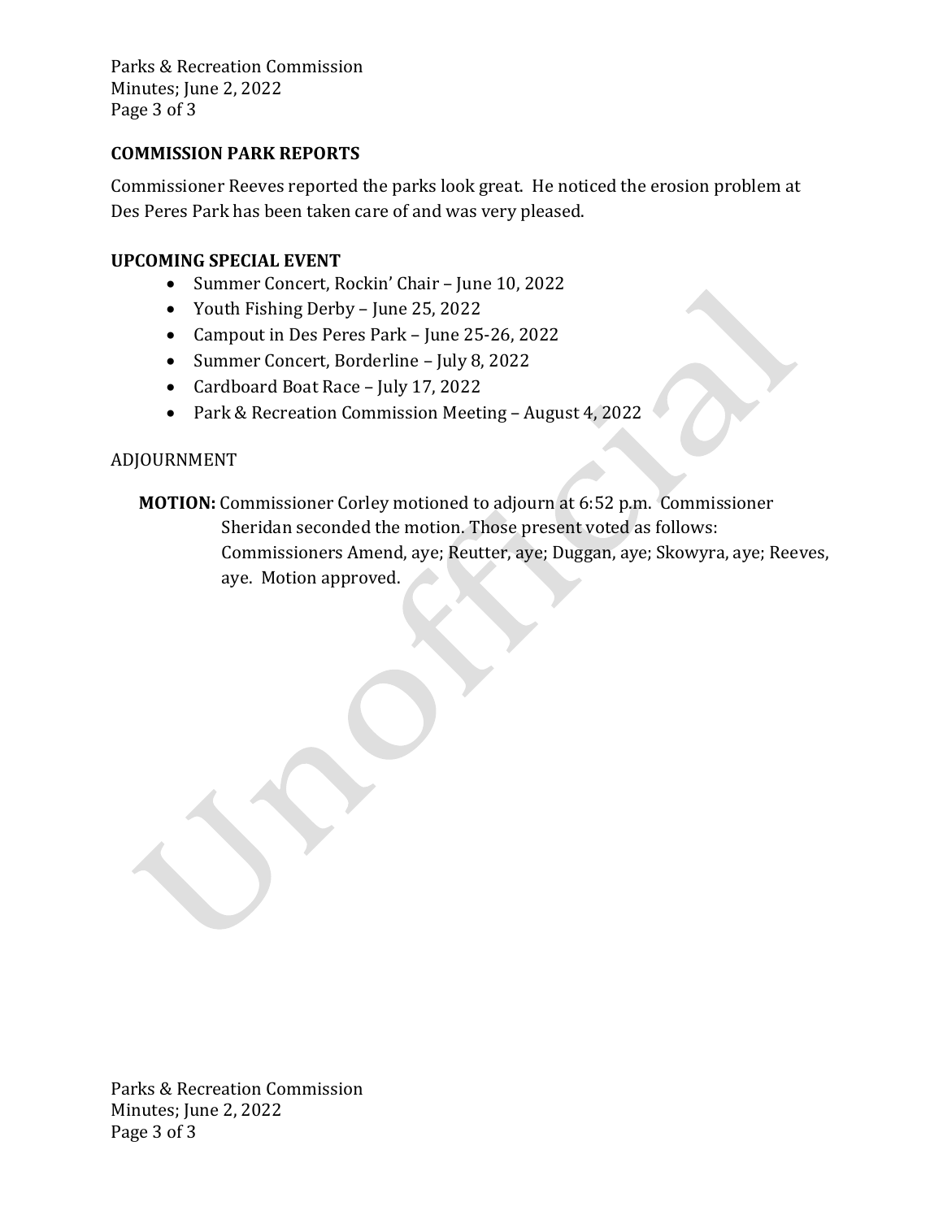## COMMISSION PARK REPORTS

Commissioner Reeves reported the parks look great. He noticed the erosion problem at Des Peres Park has been taken care of and was very pleased.

## UPCOMING SPECIAL EVENT

- Summer Concert, Rockin' Chair – June 10, 2022
- Youth Fishing Derby – June 25, 2022
- Campout in Des Peres Park – June 25-26, 2022
- Summer Concert, Borderline – July 8, 2022
- Cardboard Boat Race – July 17, 2022
- Park & Recreation Commission Meeting – August 4, 2022

ADJOURNMENT

**MOTION:** Commissioner Corley motioned to adjourn at 6:52 p.m. Commissioner Sheridan seconded the motion. Those present voted as follows: Commissioners Amend, aye; Reutter, aye; Duggan, aye; Skowyra, aye; Reeves, aye. Motion approved.